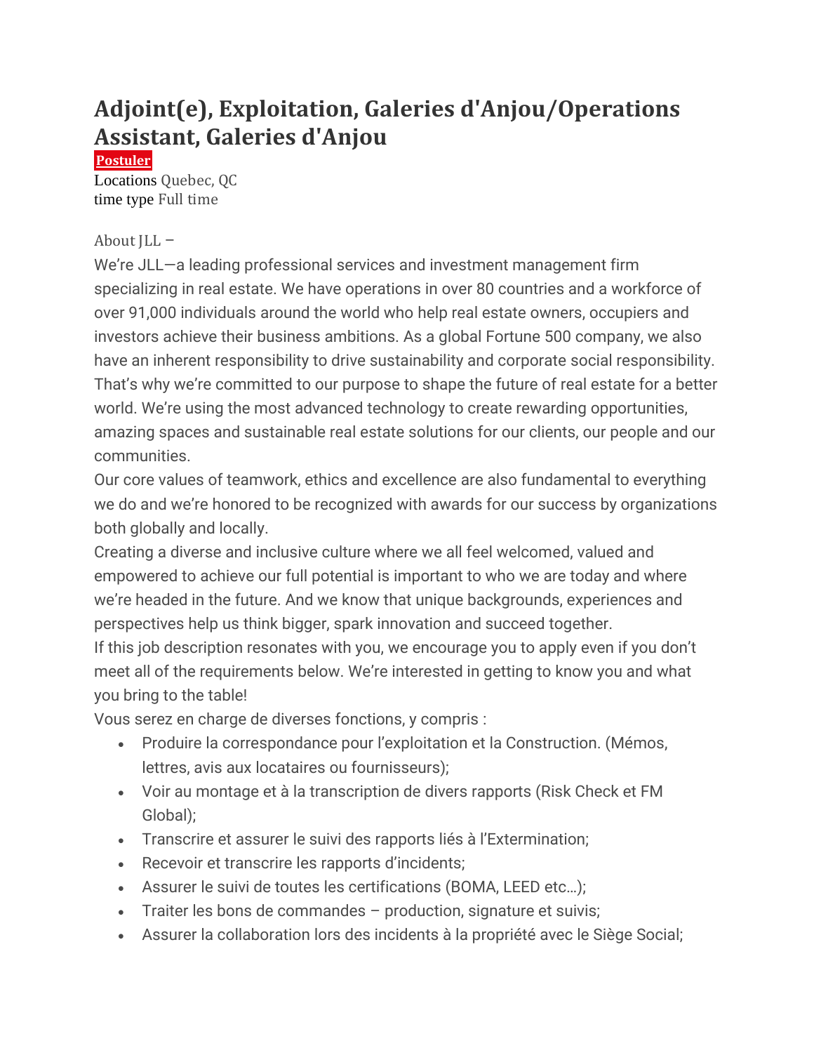# Adjoint(e), Exploitation, Galeries d'Anjou/Operations Assistant, Galeries d'Anjou

**Postuler**

Locations Quebec, QC
time type Full time

About JLL –

We're JLL—a leading professional services and investment management firm specializing in real estate. We have operations in over 80 countries and a workforce of over 91,000 individuals around the world who help real estate owners, occupiers and investors achieve their business ambitions. As a global Fortune 500 company, we also have an inherent responsibility to drive sustainability and corporate social responsibility. That's why we're committed to our purpose to shape the future of real estate for a better world. We're using the most advanced technology to create rewarding opportunities, amazing spaces and sustainable real estate solutions for our clients, our people and our communities.

Our core values of teamwork, ethics and excellence are also fundamental to everything we do and we're honored to be recognized with awards for our success by organizations both globally and locally.

Creating a diverse and inclusive culture where we all feel welcomed, valued and empowered to achieve our full potential is important to who we are today and where we're headed in the future. And we know that unique backgrounds, experiences and perspectives help us think bigger, spark innovation and succeed together.

If this job description resonates with you, we encourage you to apply even if you don't meet all of the requirements below. We're interested in getting to know you and what you bring to the table!

Vous serez en charge de diverses fonctions, y compris :

- Produire la correspondance pour l'exploitation et la Construction. (Mémos, lettres, avis aux locataires ou fournisseurs);
- Voir au montage et à la transcription de divers rapports (Risk Check et FM Global);
- Transcrire et assurer le suivi des rapports liés à l'Extermination;
- Recevoir et transcrire les rapports d'incidents;
- Assurer le suivi de toutes les certifications (BOMA, LEED etc…);
- Traiter les bons de commandes – production, signature et suivis;
- Assurer la collaboration lors des incidents à la propriété avec le Siège Social;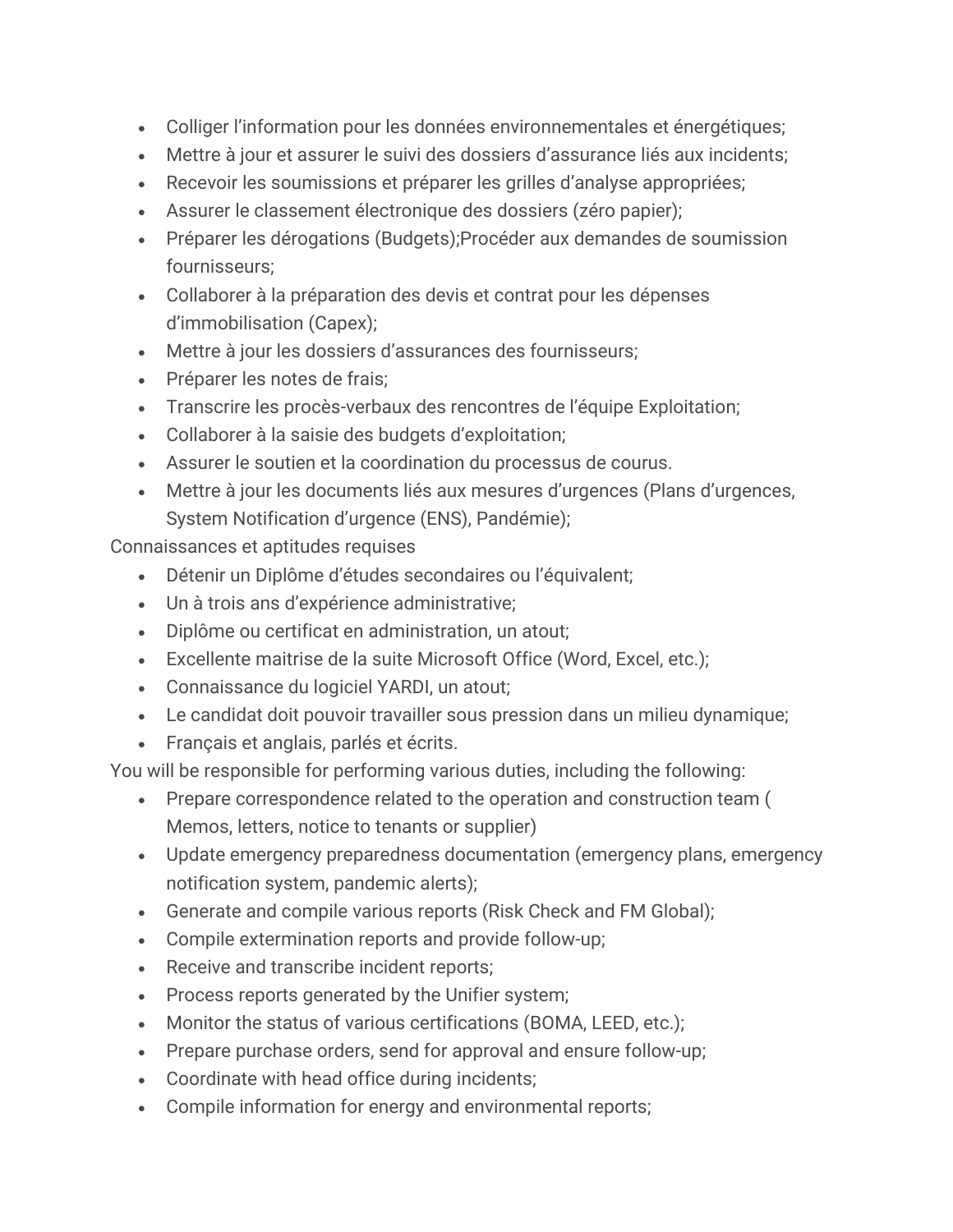- Colliger l’information pour les données environnementales et énergétiques;
- Mettre à jour et assurer le suivi des dossiers d’assurance liés aux incidents;
- Recevoir les soumissions et préparer les grilles d’analyse appropriées;
- Assurer le classement électronique des dossiers (zéro papier);
- Préparer les dérogations (Budgets);Procéder aux demandes de soumission fournisseurs;
- Collaborer à la préparation des devis et contrat pour les dépenses d’immobilisation (Capex);
- Mettre à jour les dossiers d’assurances des fournisseurs;
- Préparer les notes de frais;
- Transcrire les procès-verbaux des rencontres de l’équipe Exploitation;
- Collaborer à la saisie des budgets d’exploitation;
- Assurer le soutien et la coordination du processus de courus.
- Mettre à jour les documents liés aux mesures d’urgences (Plans d’urgences, System Notification d’urgence (ENS), Pandémie);

Connaissances et aptitudes requises

- Détenir un Diplôme d’études secondaires ou l’équivalent;
- Un à trois ans d’expérience administrative;
- Diplôme ou certificat en administration, un atout;
- Excellente maitrise de la suite Microsoft Office (Word, Excel, etc.);
- Connaissance du logiciel YARDI, un atout;
- Le candidat doit pouvoir travailler sous pression dans un milieu dynamique;
- Français et anglais, parlés et écrits.

You will be responsible for performing various duties, including the following:

- Prepare correspondence related to the operation and construction team ( Memos, letters, notice to tenants or supplier)
- Update emergency preparedness documentation (emergency plans, emergency notification system, pandemic alerts);
- Generate and compile various reports (Risk Check and FM Global);
- Compile extermination reports and provide follow-up;
- Receive and transcribe incident reports;
- Process reports generated by the Unifier system;
- Monitor the status of various certifications (BOMA, LEED, etc.);
- Prepare purchase orders, send for approval and ensure follow-up;
- Coordinate with head office during incidents;
- Compile information for energy and environmental reports;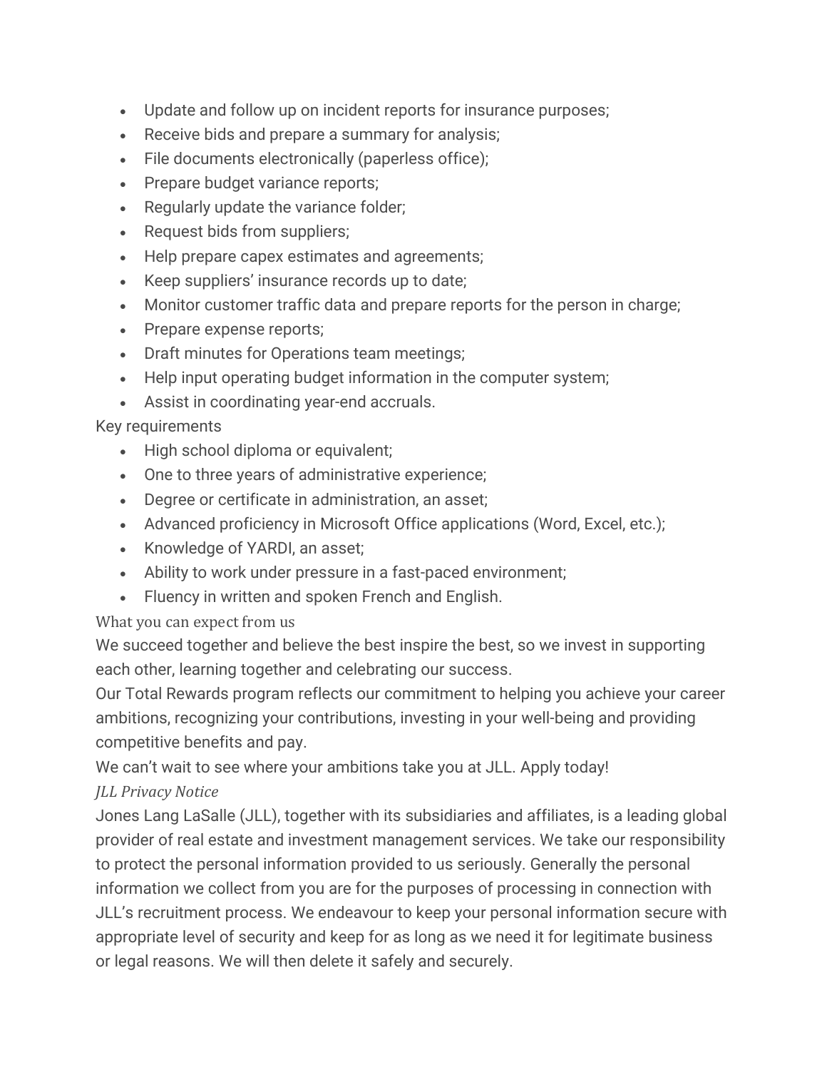- Update and follow up on incident reports for insurance purposes;
- Receive bids and prepare a summary for analysis;
- File documents electronically (paperless office);
- Prepare budget variance reports;
- Regularly update the variance folder;
- Request bids from suppliers;
- Help prepare capex estimates and agreements;
- Keep suppliers' insurance records up to date;
- Monitor customer traffic data and prepare reports for the person in charge;
- Prepare expense reports;
- Draft minutes for Operations team meetings;
- Help input operating budget information in the computer system;
- Assist in coordinating year-end accruals.

Key requirements

- High school diploma or equivalent;
- One to three years of administrative experience;
- Degree or certificate in administration, an asset;
- Advanced proficiency in Microsoft Office applications (Word, Excel, etc.);
- Knowledge of YARDI, an asset;
- Ability to work under pressure in a fast-paced environment;
- Fluency in written and spoken French and English.

### What you can expect from us

We succeed together and believe the best inspire the best, so we invest in supporting each other, learning together and celebrating our success.

Our Total Rewards program reflects our commitment to helping you achieve your career ambitions, recognizing your contributions, investing in your well-being and providing competitive benefits and pay.

We can't wait to see where your ambitions take you at JLL. Apply today!

*JLL Privacy Notice*

Jones Lang LaSalle (JLL), together with its subsidiaries and affiliates, is a leading global provider of real estate and investment management services. We take our responsibility to protect the personal information provided to us seriously. Generally the personal information we collect from you are for the purposes of processing in connection with JLL's recruitment process. We endeavour to keep your personal information secure with appropriate level of security and keep for as long as we need it for legitimate business or legal reasons. We will then delete it safely and securely.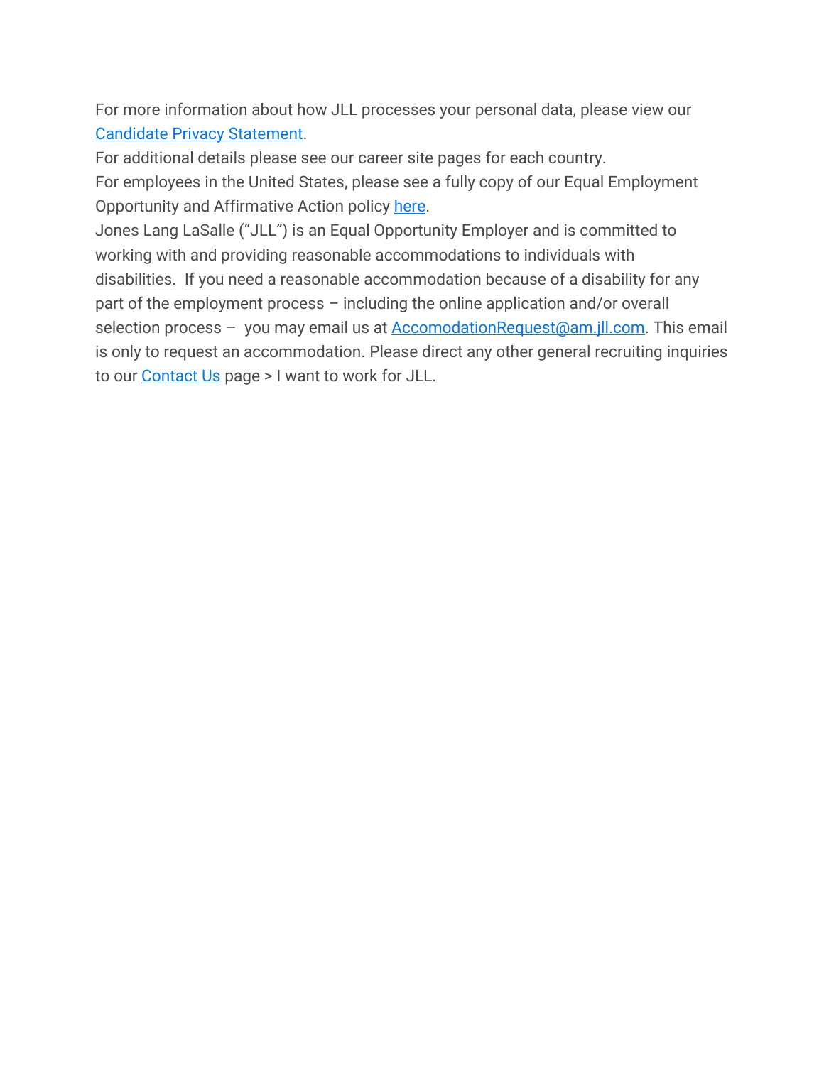For more information about how JLL processes your personal data, please view our Candidate Privacy Statement.

For additional details please see our career site pages for each country.

For employees in the United States, please see a fully copy of our Equal Employment Opportunity and Affirmative Action policy here.

Jones Lang LaSalle ("JLL") is an Equal Opportunity Employer and is committed to working with and providing reasonable accommodations to individuals with disabilities. If you need a reasonable accommodation because of a disability for any part of the employment process – including the online application and/or overall selection process – you may email us at AccomodationRequest@am.jll.com. This email is only to request an accommodation. Please direct any other general recruiting inquiries to our Contact Us page > I want to work for JLL.